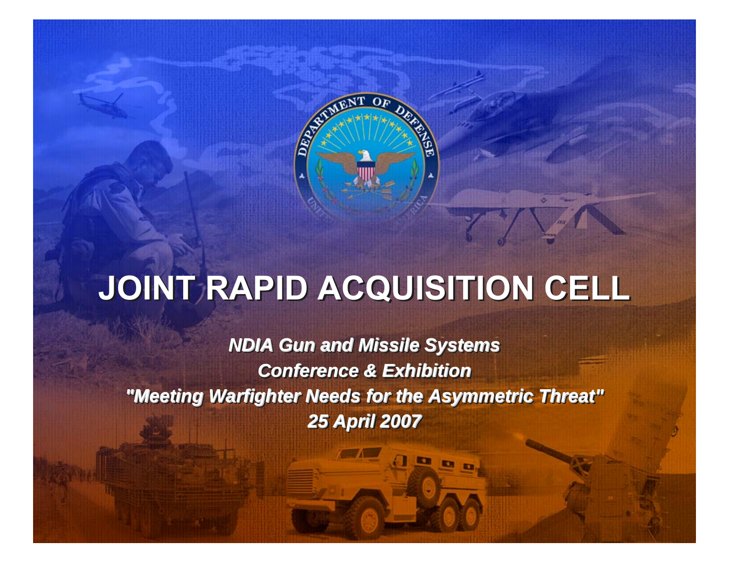# JOINT RAPID ACQUISITION CELL

***NDIA Gun and Missile Systems***
***Conference & Exhibition***
***"Meeting Warfighter Needs for the Asymmetric Threat"***
***25 April 2007***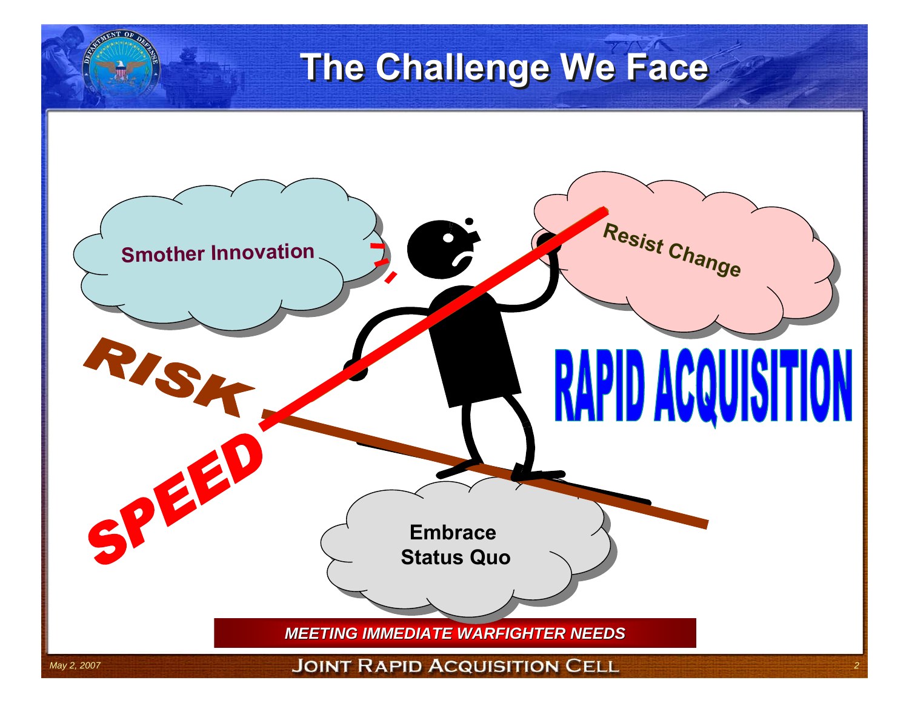# The Challenge We Face

Smother Innovation

Resist Change

RISK

SPEED

RAPID ACQUISITION

Embrace Status Quo

***MEETING IMMEDIATE WARFIGHTER NEEDS***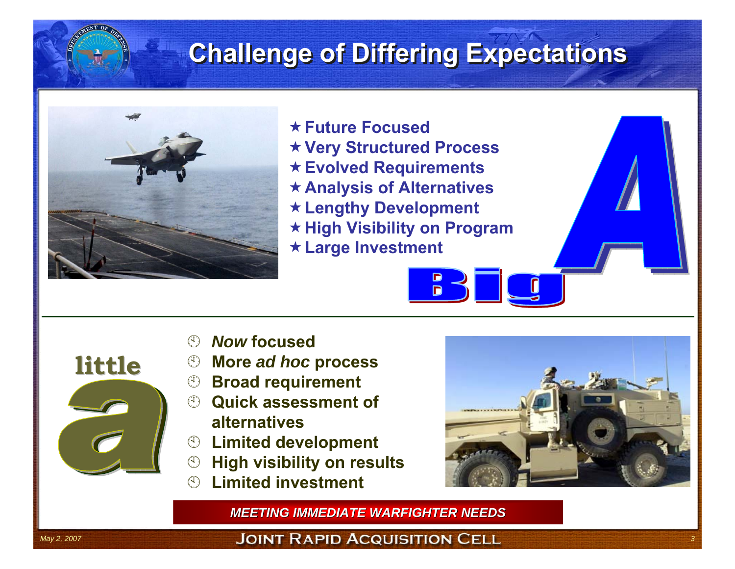# Challenge of Differing Expectations

- ★ Future Focused
- ★ Very Structured Process
- ★ Evolved Requirements
- ★ Analysis of Alternatives
- ★ Lengthy Development
- ★ High Visibility on Program
- ★ Large Investment

**Big A**

---

**little a**

- *Now* focused
- More *ad hoc* process
- Broad requirement
- Quick assessment of alternatives
- Limited development
- High visibility on results
- Limited investment

***MEETING IMMEDIATE WARFIGHTER NEEDS***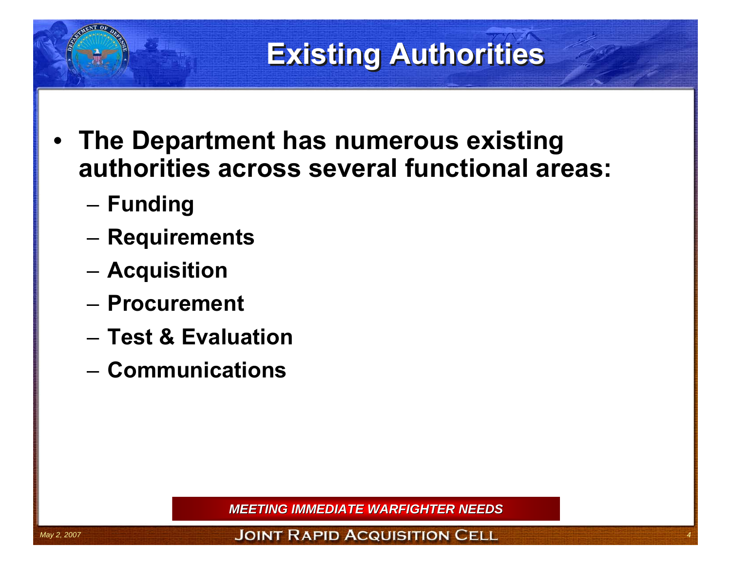# Existing Authorities

- The Department has numerous existing authorities across several functional areas:
  - Funding
  - Requirements
  - Acquisition
  - Procurement
  - Test & Evaluation
  - Communications

*MEETING IMMEDIATE WARFIGHTER NEEDS*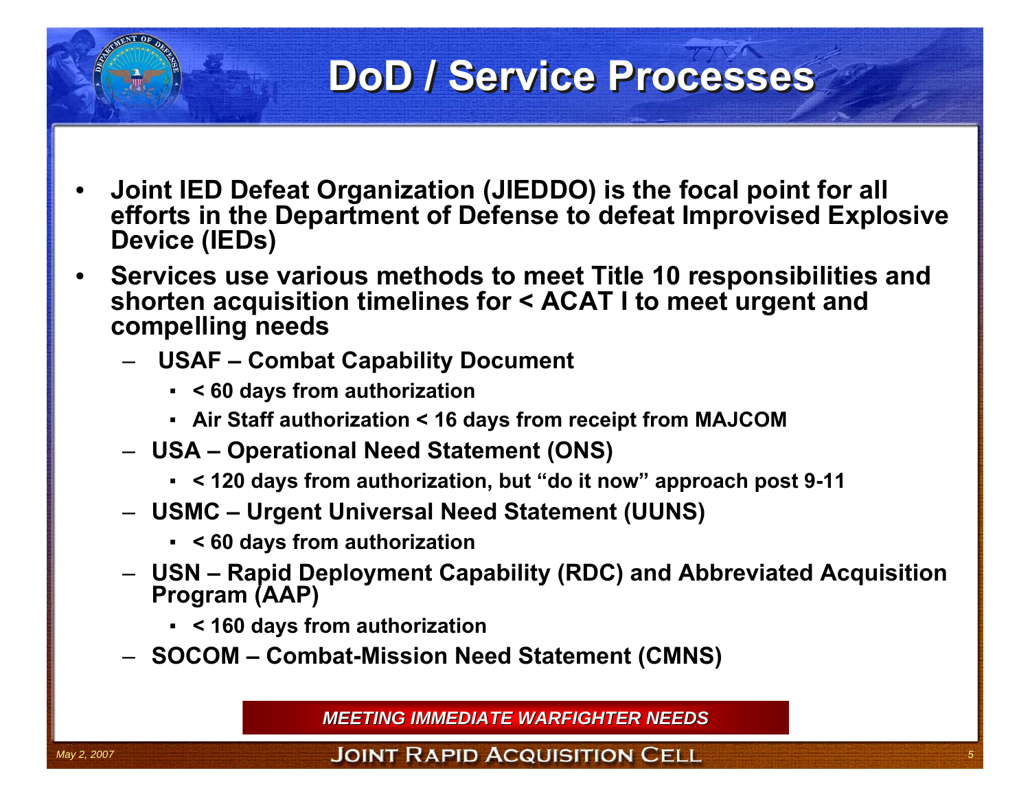# DoD / Service Processes

- **Joint IED Defeat Organization (JIEDDO) is the focal point for all efforts in the Department of Defense to defeat Improvised Explosive Device (IEDs)**
- **Services use various methods to meet Title 10 responsibilities and shorten acquisition timelines for < ACAT I to meet urgent and compelling needs**
  - **USAF – Combat Capability Document**
    - **< 60 days from authorization**
    - **Air Staff authorization < 16 days from receipt from MAJCOM**
  - **USA – Operational Need Statement (ONS)**
    - **< 120 days from authorization, but "do it now" approach post 9-11**
  - **USMC – Urgent Universal Need Statement (UUNS)**
    - **< 60 days from authorization**
  - **USN – Rapid Deployment Capability (RDC) and Abbreviated Acquisition Program (AAP)**
    - **< 160 days from authorization**
  - **SOCOM – Combat-Mission Need Statement (CMNS)**

***MEETING IMMEDIATE WARFIGHTER NEEDS***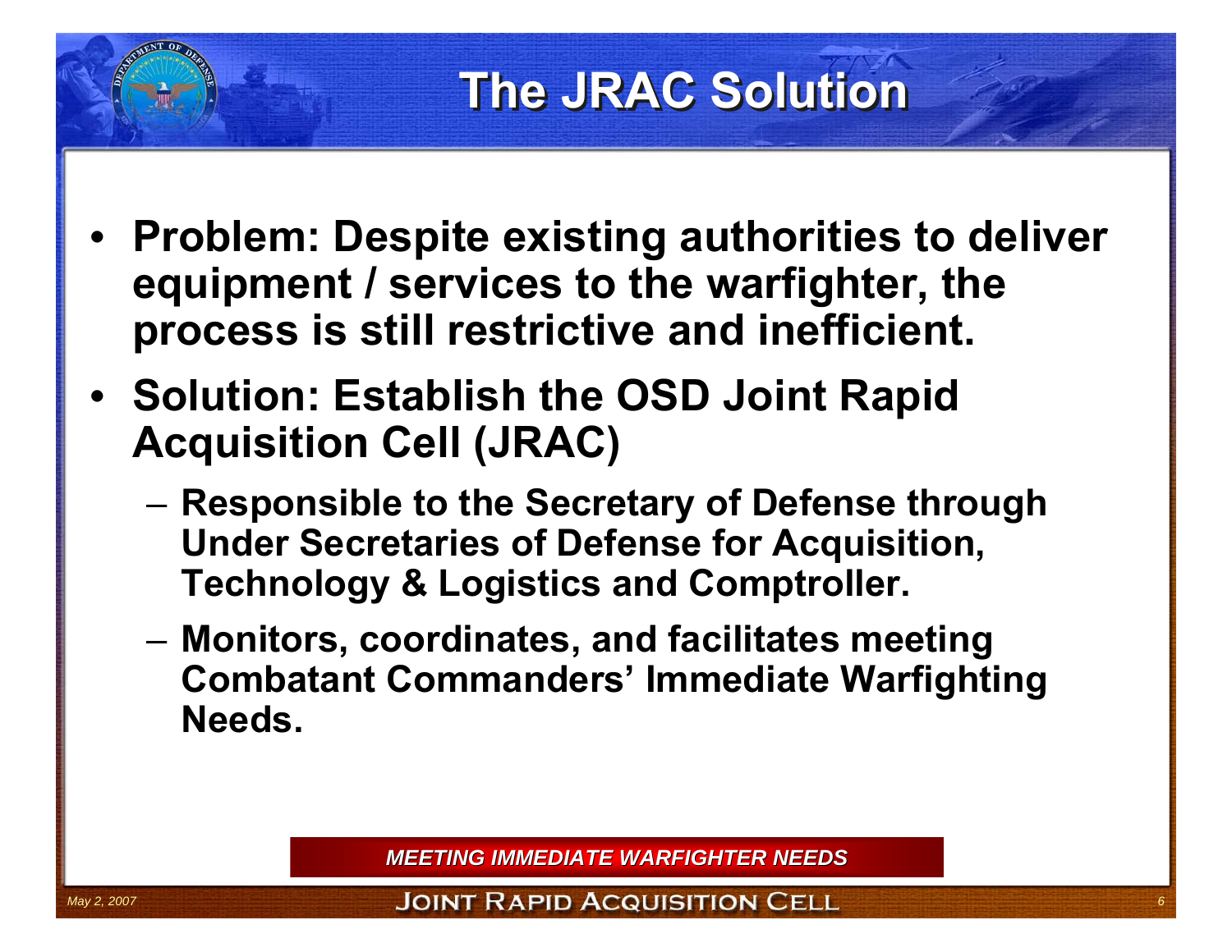# The JRAC Solution

- **Problem: Despite existing authorities to deliver equipment / services to the warfighter, the process is still restrictive and inefficient.**
- **Solution: Establish the OSD Joint Rapid Acquisition Cell (JRAC)**
  - **Responsible to the Secretary of Defense through Under Secretaries of Defense for Acquisition, Technology & Logistics and Comptroller.**
  - **Monitors, coordinates, and facilitates meeting Combatant Commanders' Immediate Warfighting Needs.**

***MEETING IMMEDIATE WARFIGHTER NEEDS***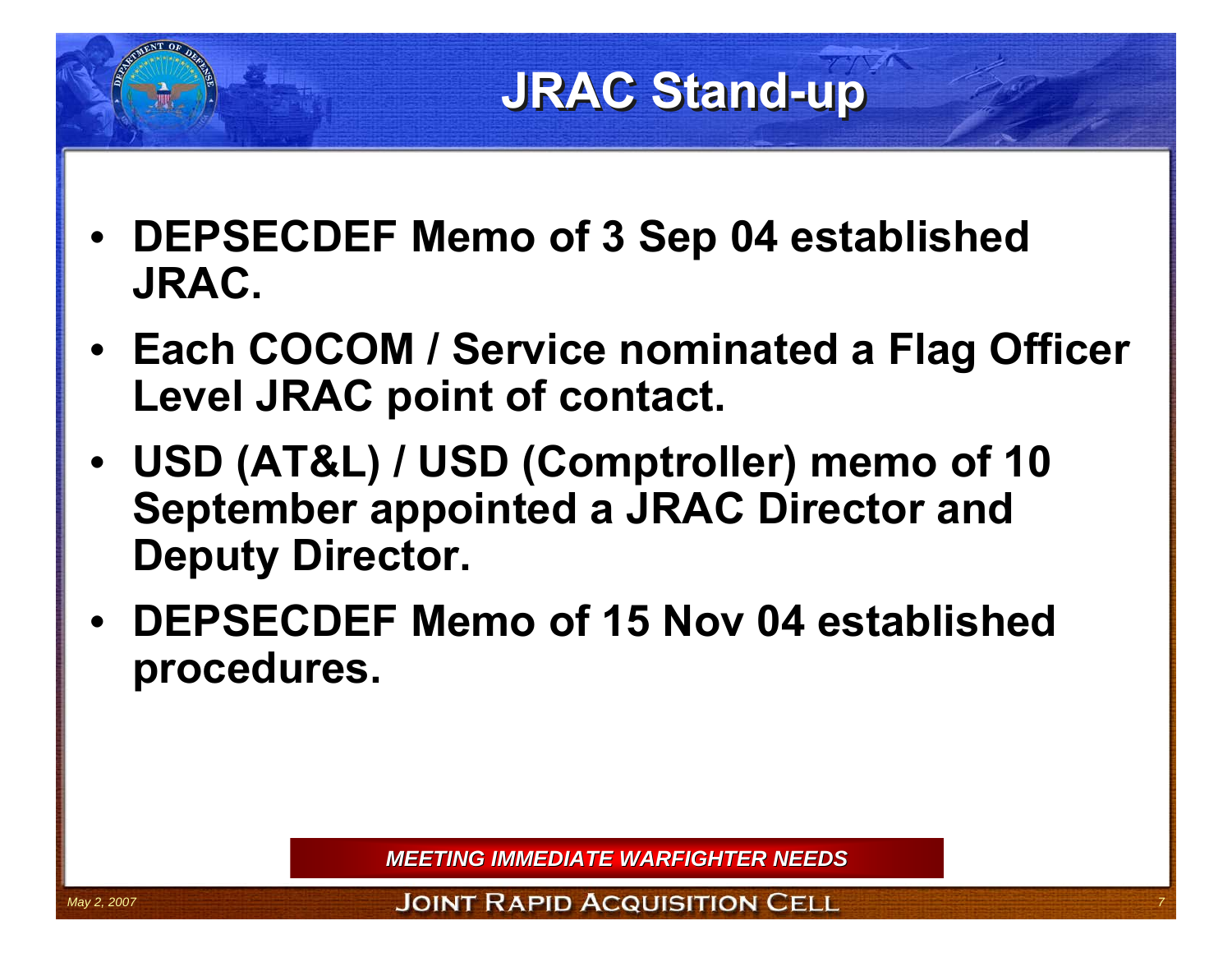# JRAC Stand-up

- **DEPSECDEF Memo of 3 Sep 04 established JRAC.**
- **Each COCOM / Service nominated a Flag Officer Level JRAC point of contact.**
- **USD (AT&L) / USD (Comptroller) memo of 10 September appointed a JRAC Director and Deputy Director.**
- **DEPSECDEF Memo of 15 Nov 04 established procedures.**

***MEETING IMMEDIATE WARFIGHTER NEEDS***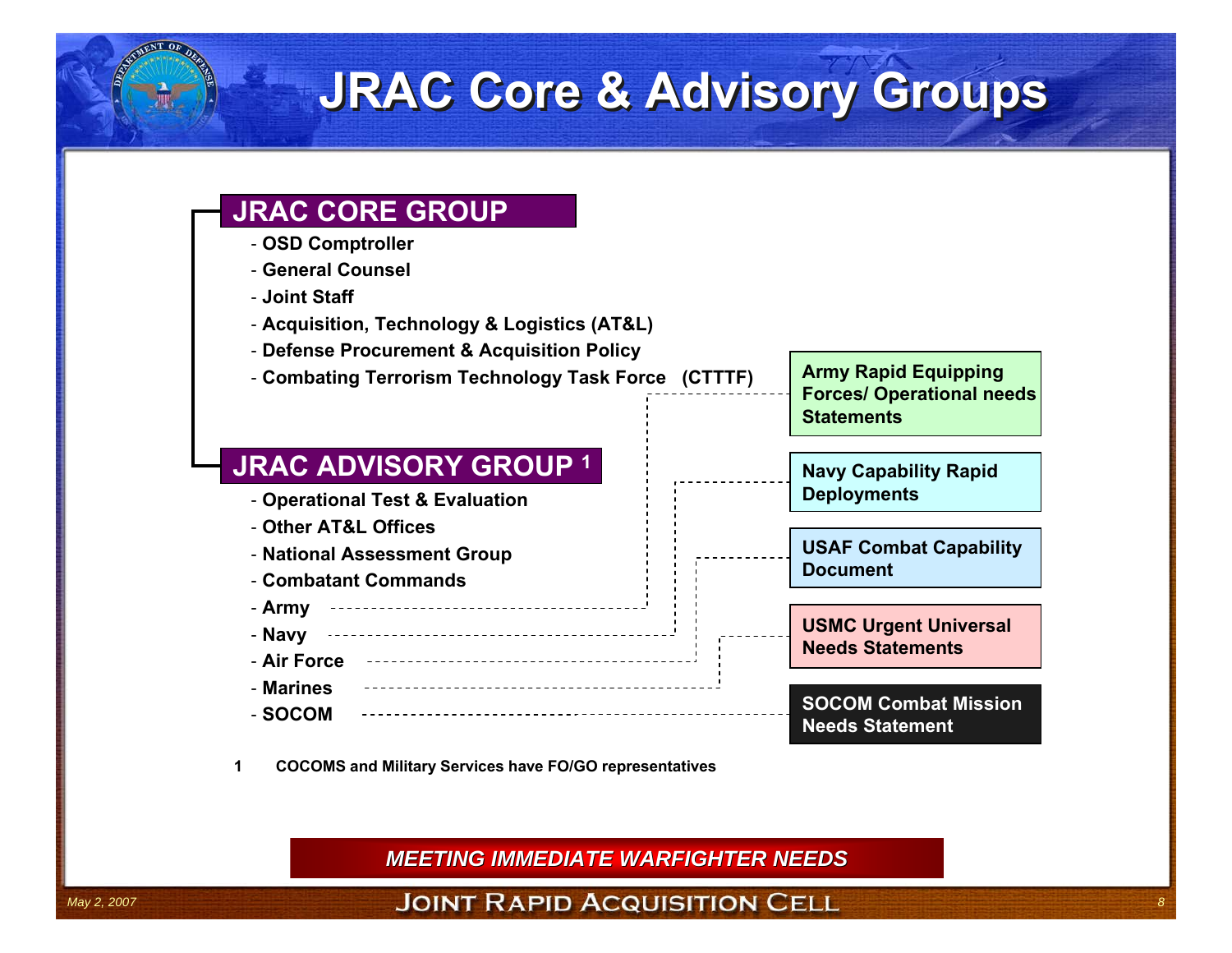# JRAC Core & Advisory Groups

## JRAC CORE GROUP

- OSD Comptroller
- General Counsel
- Joint Staff
- Acquisition, Technology & Logistics (AT&L)
- Defense Procurement & Acquisition Policy
- Combating Terrorism Technology Task Force (CTTTF)

## JRAC ADVISORY GROUP [1]

- Operational Test & Evaluation
- Other AT&L Offices
- National Assessment Group
- Combatant Commands
- Army — Army Rapid Equipping Forces/ Operational needs Statements
- Navy — Navy Capability Rapid Deployments
- Air Force — USAF Combat Capability Document
- Marines — USMC Urgent Universal Needs Statements
- SOCOM — SOCOM Combat Mission Needs Statement

1 COCOMS and Military Services have FO/GO representatives

*MEETING IMMEDIATE WARFIGHTER NEEDS*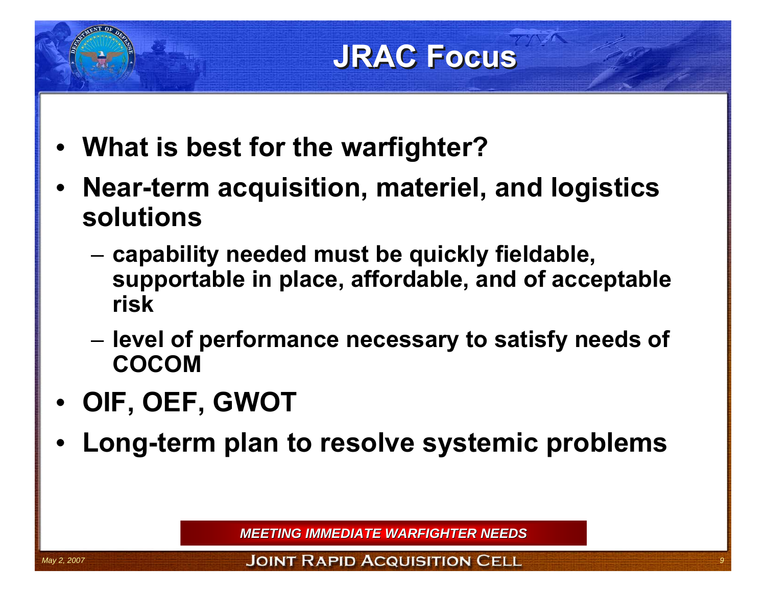# JRAC Focus

- **What is best for the warfighter?**
- **Near-term acquisition, materiel, and logistics solutions**
  - **capability needed must be quickly fieldable, supportable in place, affordable, and of acceptable risk**
  - **level of performance necessary to satisfy needs of COCOM**
- **OIF, OEF, GWOT**
- **Long-term plan to resolve systemic problems**

***MEETING IMMEDIATE WARFIGHTER NEEDS***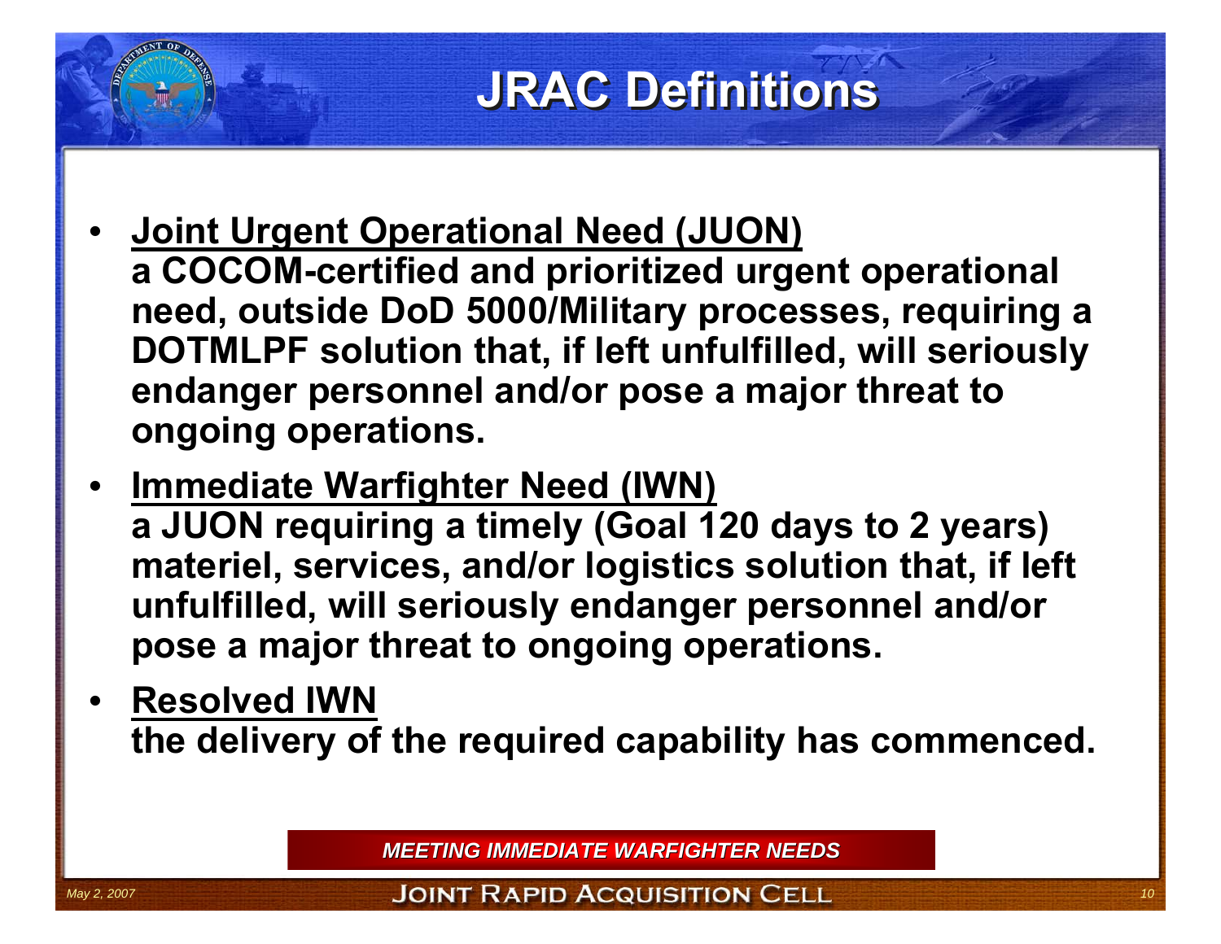# JRAC Definitions

- **Joint Urgent Operational Need (JUON)**
  **a COCOM-certified and prioritized urgent operational need, outside DoD 5000/Military processes, requiring a DOTMLPF solution that, if left unfulfilled, will seriously endanger personnel and/or pose a major threat to ongoing operations.**
- **Immediate Warfighter Need (IWN)**
  **a JUON requiring a timely (Goal 120 days to 2 years) materiel, services, and/or logistics solution that, if left unfulfilled, will seriously endanger personnel and/or pose a major threat to ongoing operations.**
- **Resolved IWN**
  **the delivery of the required capability has commenced.**

*MEETING IMMEDIATE WARFIGHTER NEEDS*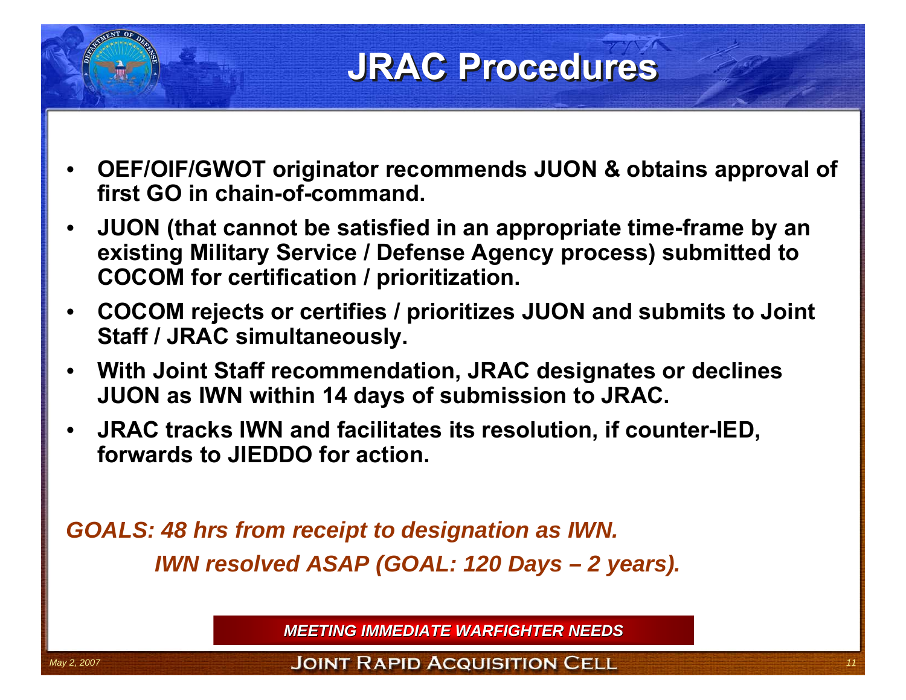# JRAC Procedures

- **OEF/OIF/GWOT originator recommends JUON & obtains approval of first GO in chain-of-command.**
- **JUON (that cannot be satisfied in an appropriate time-frame by an existing Military Service / Defense Agency process) submitted to COCOM for certification / prioritization.**
- **COCOM rejects or certifies / prioritizes JUON and submits to Joint Staff / JRAC simultaneously.**
- **With Joint Staff recommendation, JRAC designates or declines JUON as IWN within 14 days of submission to JRAC.**
- **JRAC tracks IWN and facilitates its resolution, if counter-IED, forwards to JIEDDO for action.**

***GOALS: 48 hrs from receipt to designation as IWN.***

***IWN resolved ASAP (GOAL: 120 Days – 2 years).***

***MEETING IMMEDIATE WARFIGHTER NEEDS***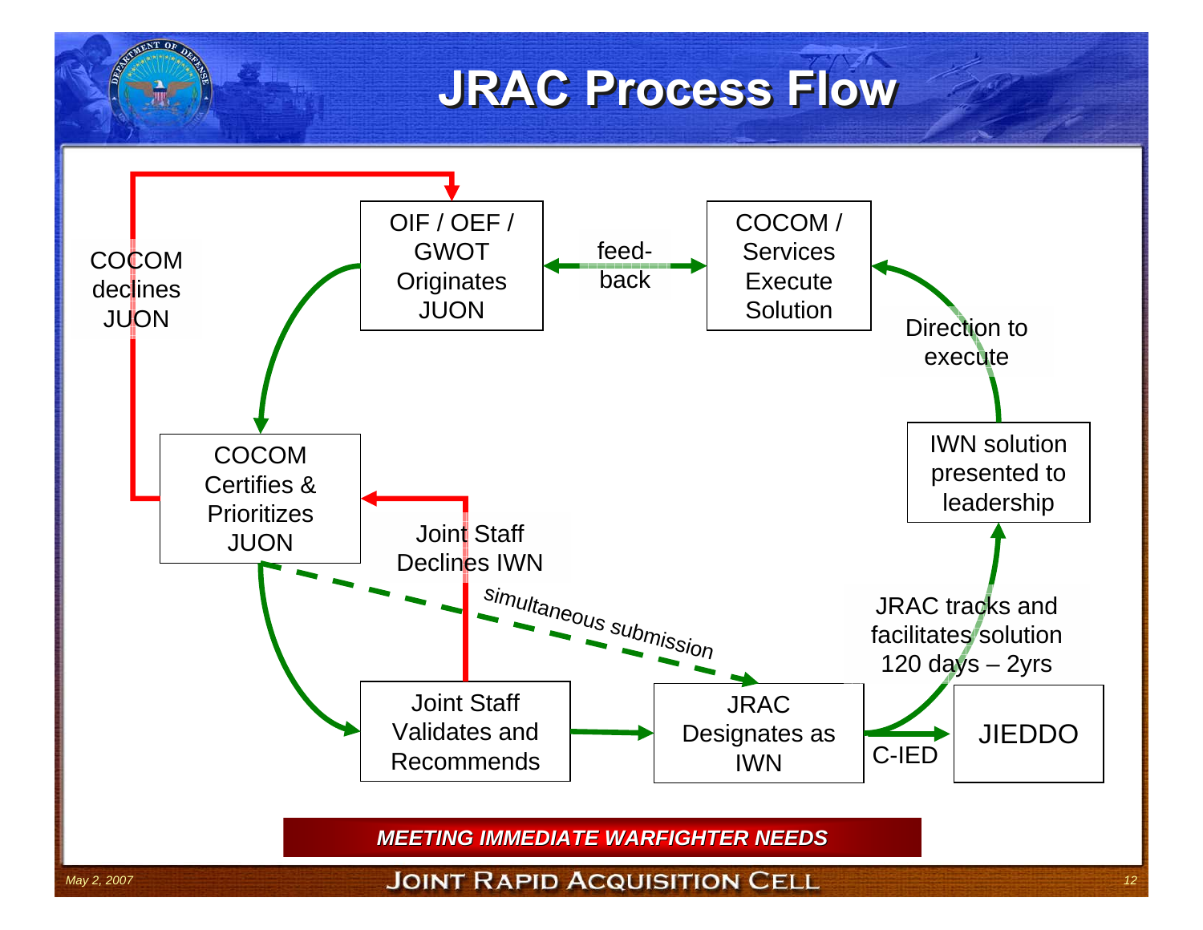# JRAC Process Flow

OIF / OEF / GWOT Originates JUON

feed-back

COCOM / Services Execute Solution

COCOM declines JUON

Direction to execute

COCOM Certifies & Prioritizes JUON

IWN solution presented to leadership

Joint Staff Declines IWN

simultaneous submission

JRAC tracks and facilitates solution 120 days – 2yrs

Joint Staff Validates and Recommends

JRAC Designates as IWN

C-IED

JIEDDO

***MEETING IMMEDIATE WARFIGHTER NEEDS***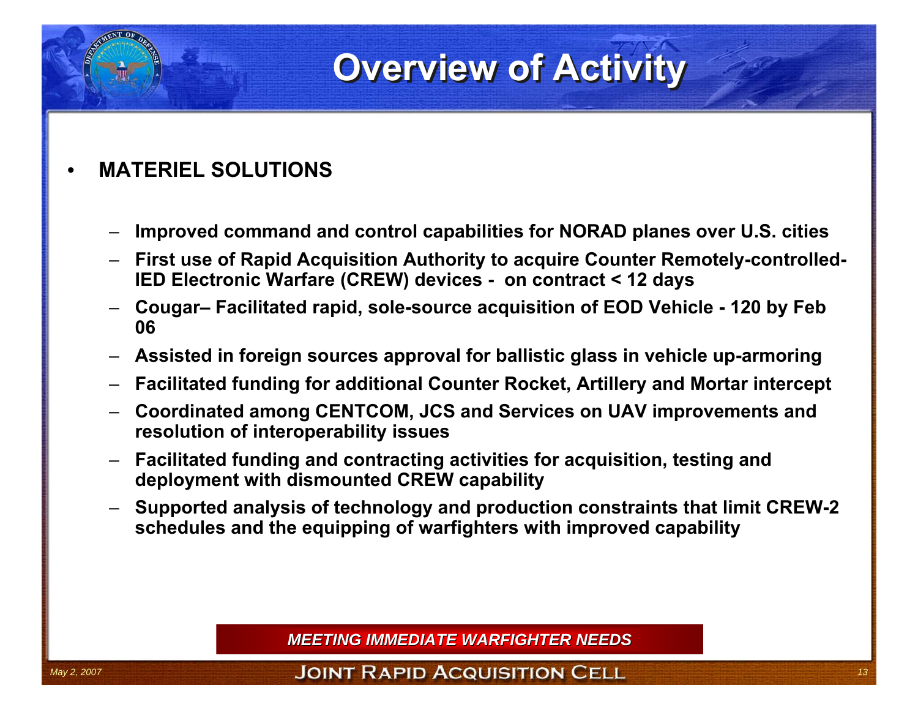# Overview of Activity

- **MATERIEL SOLUTIONS**
  - **Improved command and control capabilities for NORAD planes over U.S. cities**
  - **First use of Rapid Acquisition Authority to acquire Counter Remotely-controlled-IED Electronic Warfare (CREW) devices - on contract < 12 days**
  - **Cougar– Facilitated rapid, sole-source acquisition of EOD Vehicle - 120 by Feb 06**
  - **Assisted in foreign sources approval for ballistic glass in vehicle up-armoring**
  - **Facilitated funding for additional Counter Rocket, Artillery and Mortar intercept**
  - **Coordinated among CENTCOM, JCS and Services on UAV improvements and resolution of interoperability issues**
  - **Facilitated funding and contracting activities for acquisition, testing and deployment with dismounted CREW capability**
  - **Supported analysis of technology and production constraints that limit CREW-2 schedules and the equipping of warfighters with improved capability**

***MEETING IMMEDIATE WARFIGHTER NEEDS***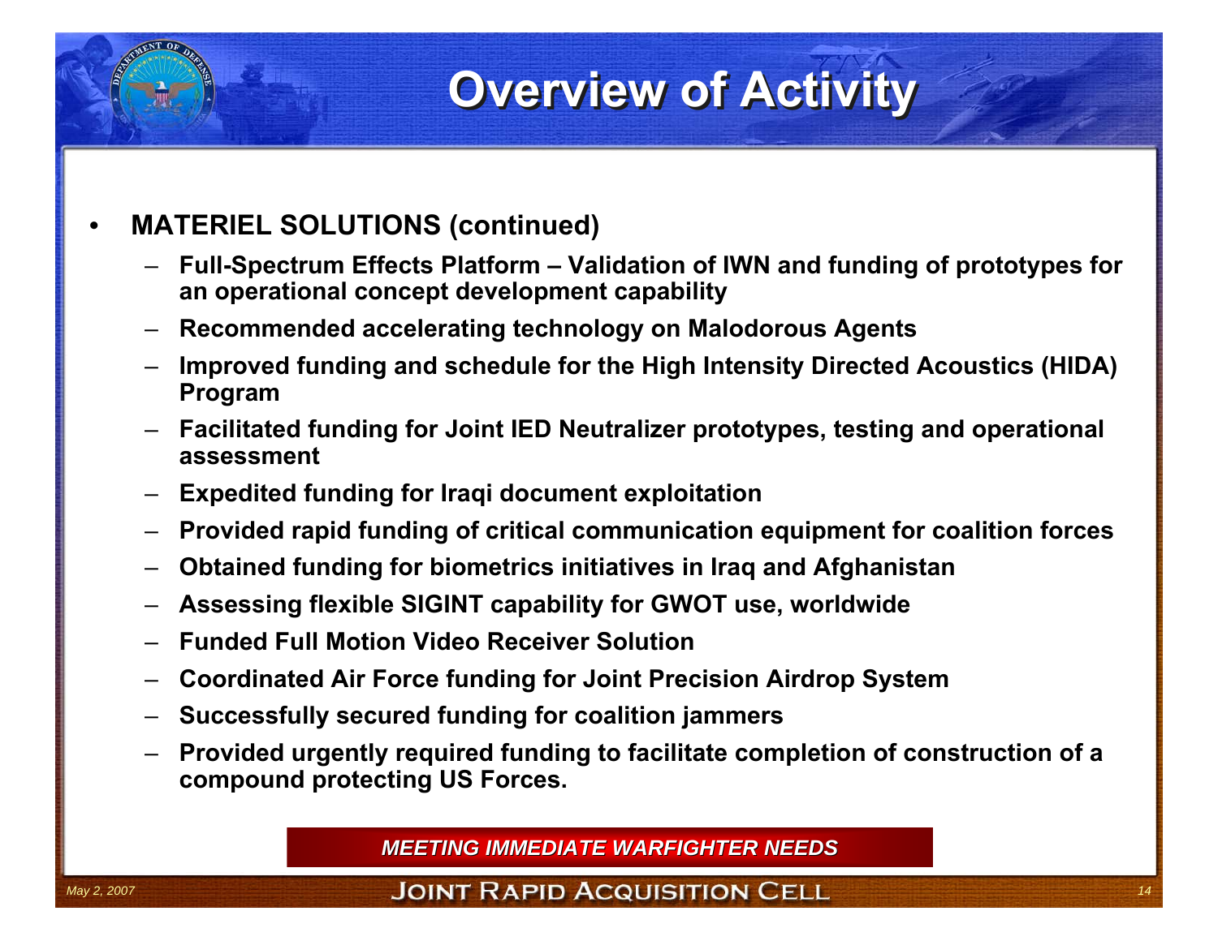# Overview of Activity

- **MATERIEL SOLUTIONS (continued)**
  - **Full-Spectrum Effects Platform – Validation of IWN and funding of prototypes for an operational concept development capability**
  - **Recommended accelerating technology on Malodorous Agents**
  - **Improved funding and schedule for the High Intensity Directed Acoustics (HIDA) Program**
  - **Facilitated funding for Joint IED Neutralizer prototypes, testing and operational assessment**
  - **Expedited funding for Iraqi document exploitation**
  - **Provided rapid funding of critical communication equipment for coalition forces**
  - **Obtained funding for biometrics initiatives in Iraq and Afghanistan**
  - **Assessing flexible SIGINT capability for GWOT use, worldwide**
  - **Funded Full Motion Video Receiver Solution**
  - **Coordinated Air Force funding for Joint Precision Airdrop System**
  - **Successfully secured funding for coalition jammers**
  - **Provided urgently required funding to facilitate completion of construction of a compound protecting US Forces.**

***MEETING IMMEDIATE WARFIGHTER NEEDS***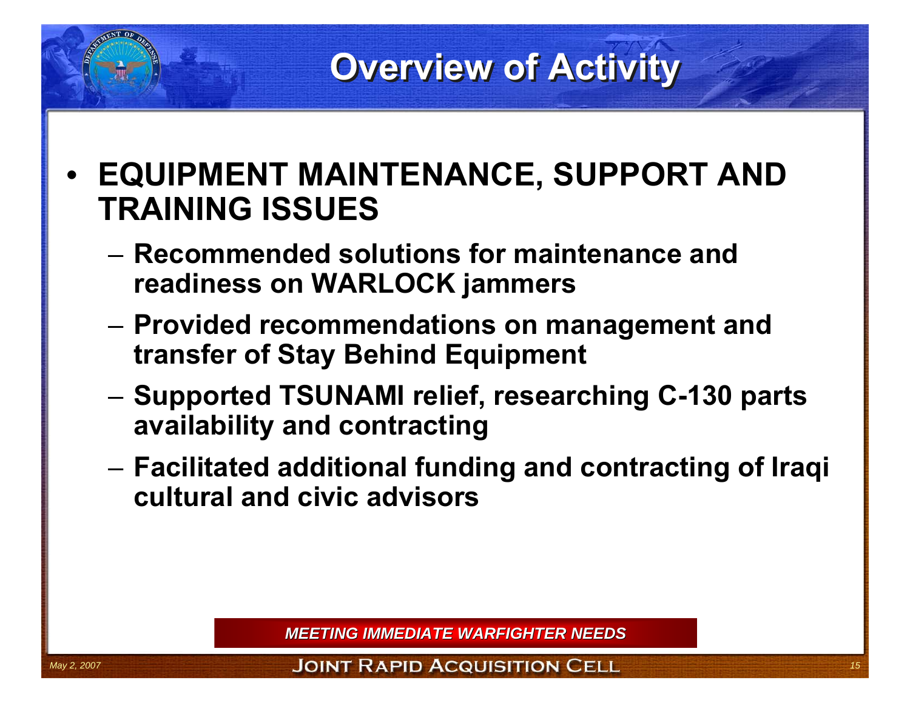# Overview of Activity

- **EQUIPMENT MAINTENANCE, SUPPORT AND TRAINING ISSUES**
  - **Recommended solutions for maintenance and readiness on WARLOCK jammers**
  - **Provided recommendations on management and transfer of Stay Behind Equipment**
  - **Supported TSUNAMI relief, researching C-130 parts availability and contracting**
  - **Facilitated additional funding and contracting of Iraqi cultural and civic advisors**

***MEETING IMMEDIATE WARFIGHTER NEEDS***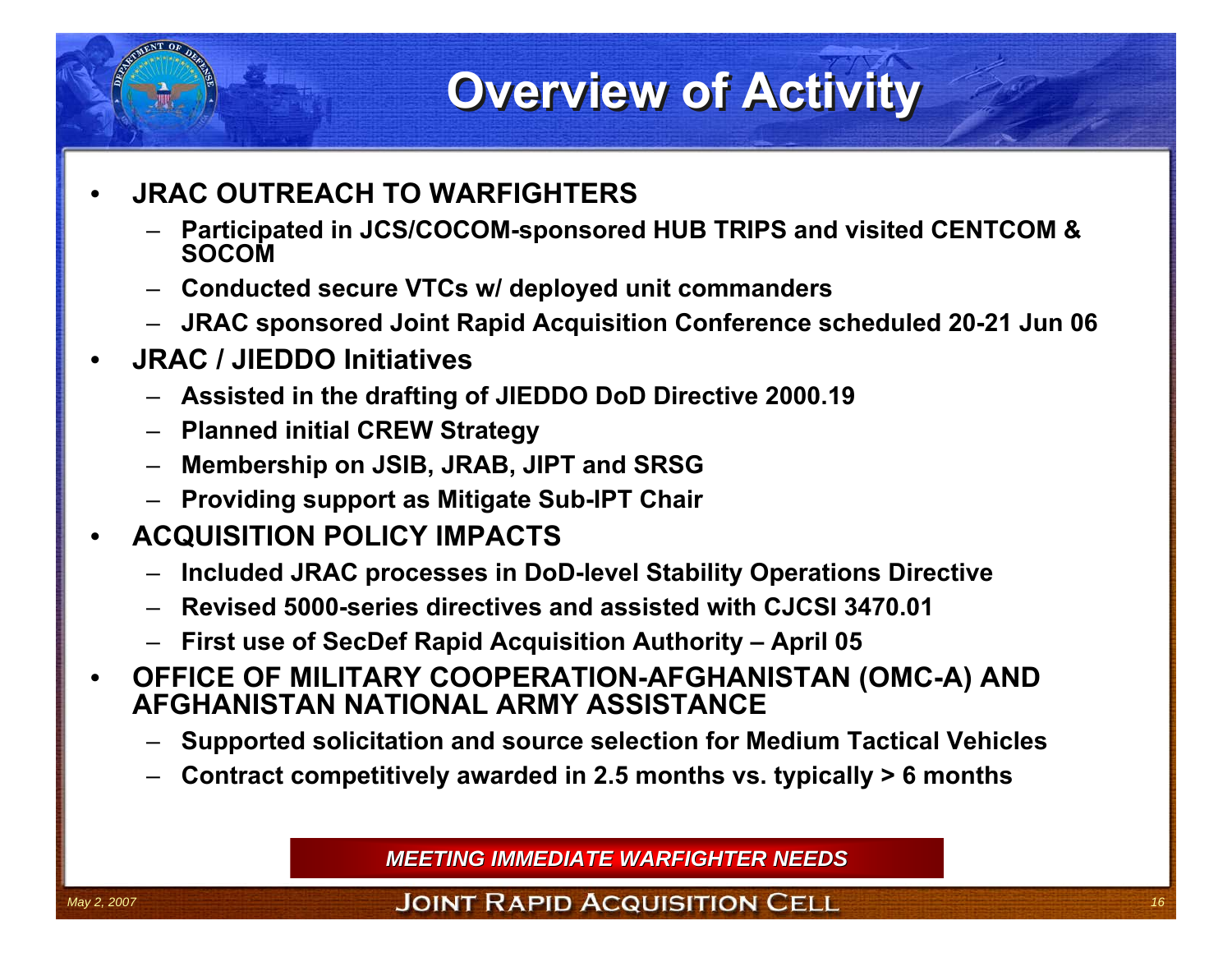# Overview of Activity

- **JRAC OUTREACH TO WARFIGHTERS**
  - **Participated in JCS/COCOM-sponsored HUB TRIPS and visited CENTCOM & SOCOM**
  - **Conducted secure VTCs w/ deployed unit commanders**
  - **JRAC sponsored Joint Rapid Acquisition Conference scheduled 20-21 Jun 06**
- **JRAC / JIEDDO Initiatives**
  - **Assisted in the drafting of JIEDDO DoD Directive 2000.19**
  - **Planned initial CREW Strategy**
  - **Membership on JSIB, JRAB, JIPT and SRSG**
  - **Providing support as Mitigate Sub-IPT Chair**
- **ACQUISITION POLICY IMPACTS**
  - **Included JRAC processes in DoD-level Stability Operations Directive**
  - **Revised 5000-series directives and assisted with CJCSI 3470.01**
  - **First use of SecDef Rapid Acquisition Authority – April 05**
- **OFFICE OF MILITARY COOPERATION-AFGHANISTAN (OMC-A) AND AFGHANISTAN NATIONAL ARMY ASSISTANCE**
  - **Supported solicitation and source selection for Medium Tactical Vehicles**
  - **Contract competitively awarded in 2.5 months vs. typically > 6 months**

***MEETING IMMEDIATE WARFIGHTER NEEDS***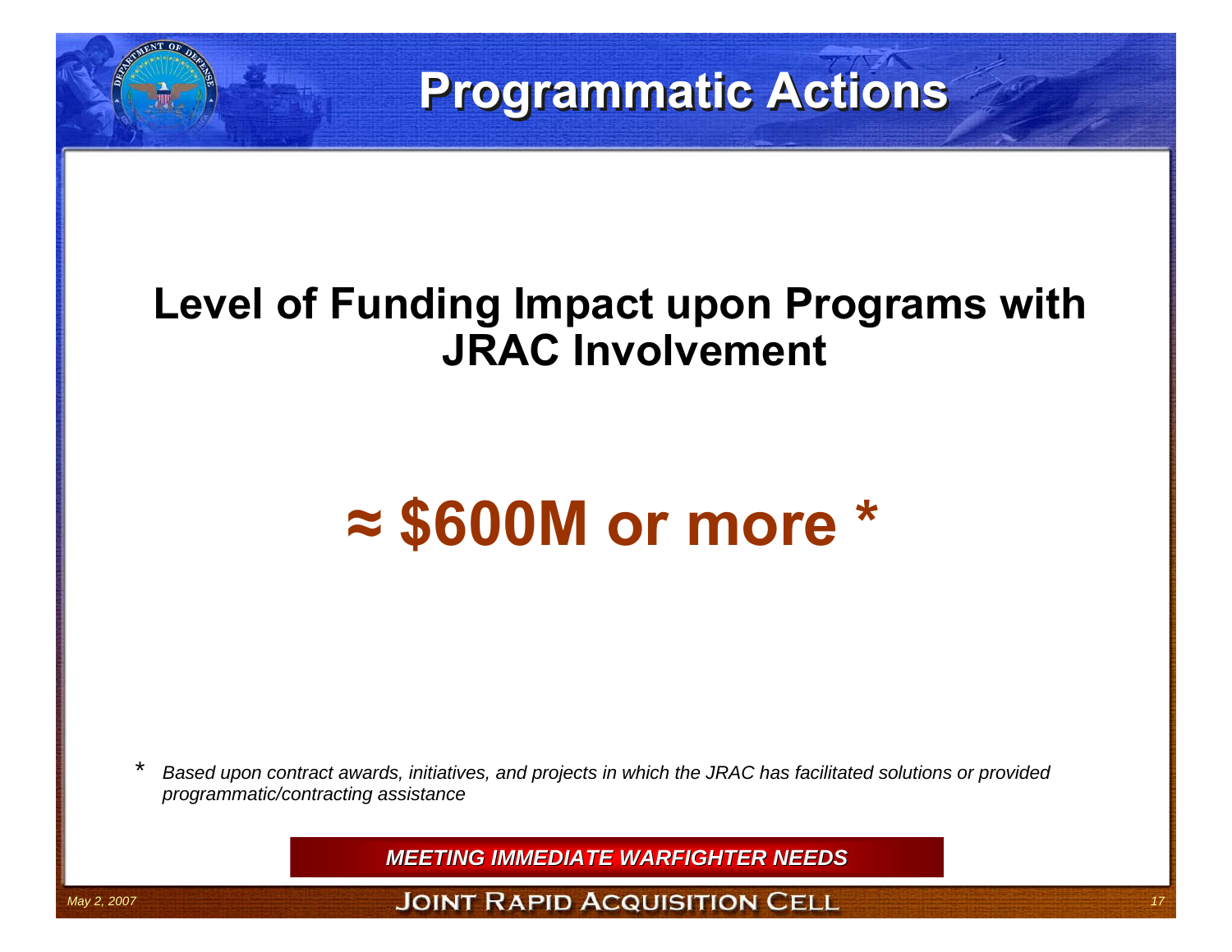# Programmatic Actions

## Level of Funding Impact upon Programs with JRAC Involvement

# ≈ $600M or more *

\* *Based upon contract awards, initiatives, and projects in which the JRAC has facilitated solutions or provided programmatic/contracting assistance*

***MEETING IMMEDIATE WARFIGHTER NEEDS***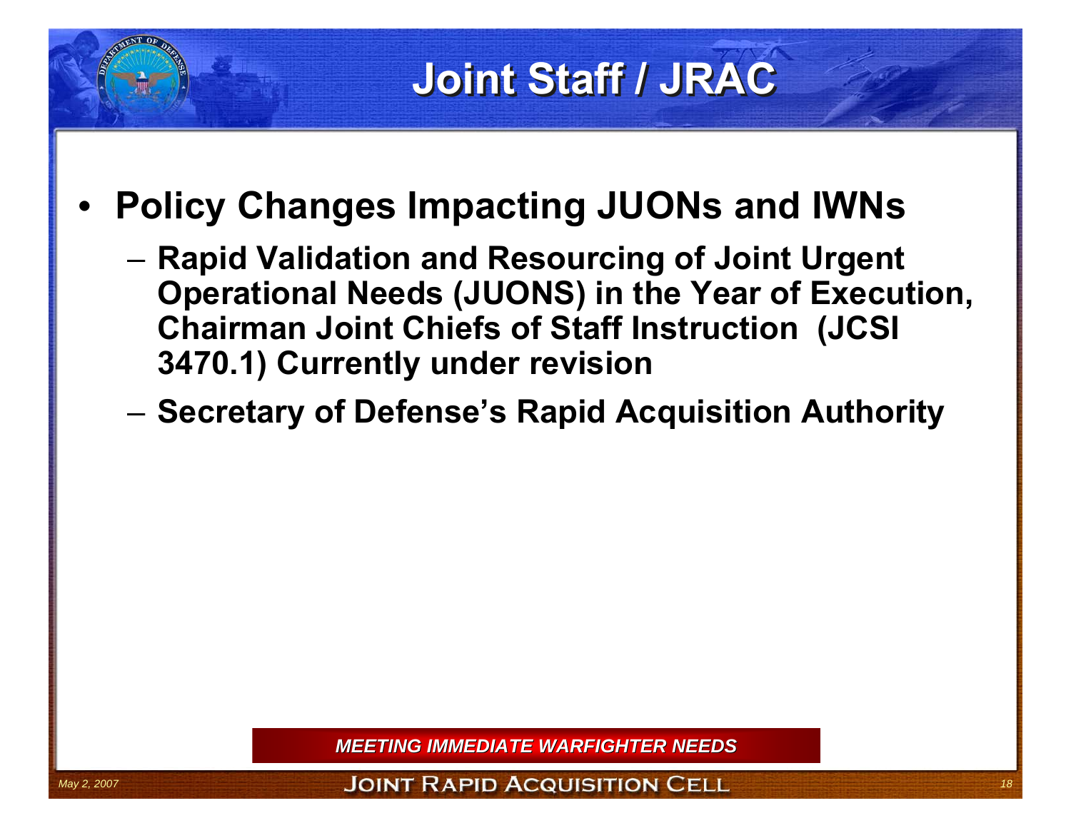# Joint Staff / JRAC

- **Policy Changes Impacting JUONs and IWNs**
  - **Rapid Validation and Resourcing of Joint Urgent Operational Needs (JUONS) in the Year of Execution, Chairman Joint Chiefs of Staff Instruction (JCSI 3470.1) Currently under revision**
  - **Secretary of Defense's Rapid Acquisition Authority**

***MEETING IMMEDIATE WARFIGHTER NEEDS***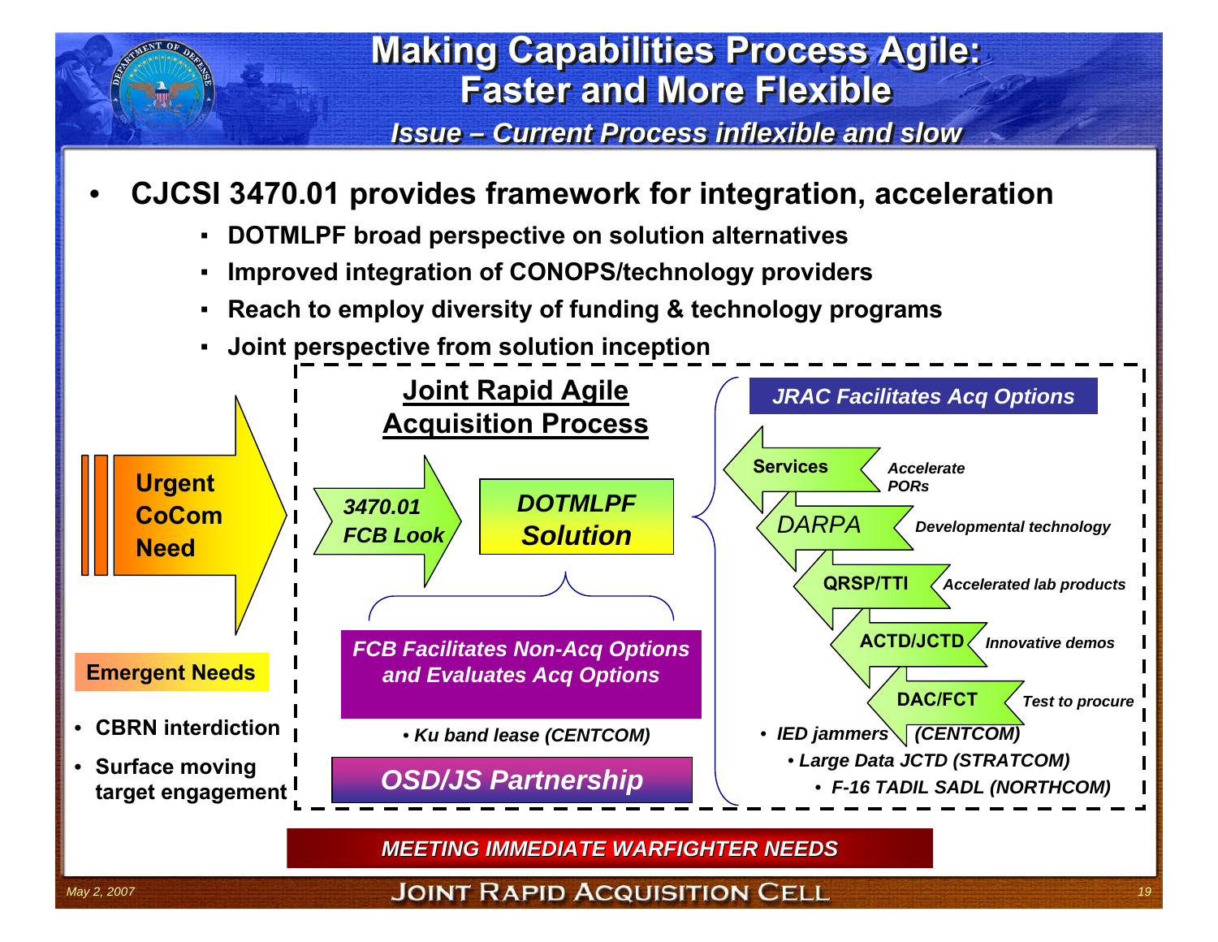# Making Capabilities Process Agile: Faster and More Flexible

*Issue – Current Process inflexible and slow*

- **CJCSI 3470.01 provides framework for integration, acceleration**
  - **DOTMLPF broad perspective on solution alternatives**
  - **Improved integration of CONOPS/technology providers**
  - **Reach to employ diversity of funding & technology programs**
  - **Joint perspective from solution inception**

**Urgent CoCom Need**

**Emergent Needs**

- **CBRN interdiction**
- **Surface moving target engagement**

**Joint Rapid Agile Acquisition Process**

*3470.01 FCB Look* → *DOTMLPF Solution*

*FCB Facilitates Non-Acq Options and Evaluates Acq Options*

- *Ku band lease (CENTCOM)*

*OSD/JS Partnership*

*JRAC Facilitates Acq Options*

- **Services** – *Accelerate PORs*
- *DARPA* – *Developmental technology*
- **QRSP/TTI** – *Accelerated lab products*
- **ACTD/JCTD** – *Innovative demos*
- **DAC/FCT** – *Test to procure*

- *IED jammers (CENTCOM)*
- *Large Data JCTD (STRATCOM)*
- *F-16 TADIL SADL (NORTHCOM)*

*MEETING IMMEDIATE WARFIGHTER NEEDS*

*May 2, 2007*

JOINT RAPID ACQUISITION CELL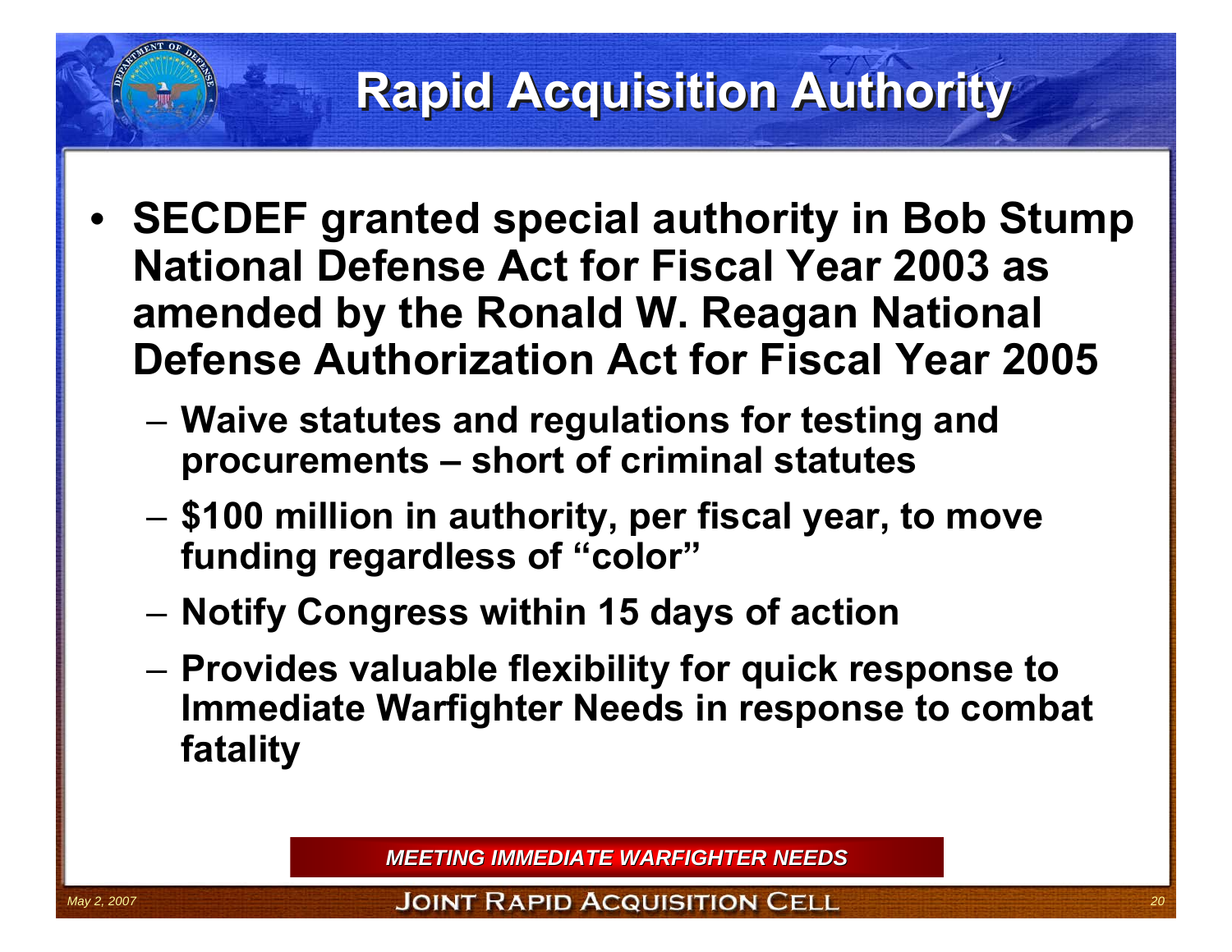# Rapid Acquisition Authority

- SECDEF granted special authority in Bob Stump National Defense Act for Fiscal Year 2003 as amended by the Ronald W. Reagan National Defense Authorization Act for Fiscal Year 2005
  - Waive statutes and regulations for testing and procurements – short of criminal statutes
  - $100 million in authority, per fiscal year, to move funding regardless of "color"
  - Notify Congress within 15 days of action
  - Provides valuable flexibility for quick response to Immediate Warfighter Needs in response to combat fatality

*MEETING IMMEDIATE WARFIGHTER NEEDS*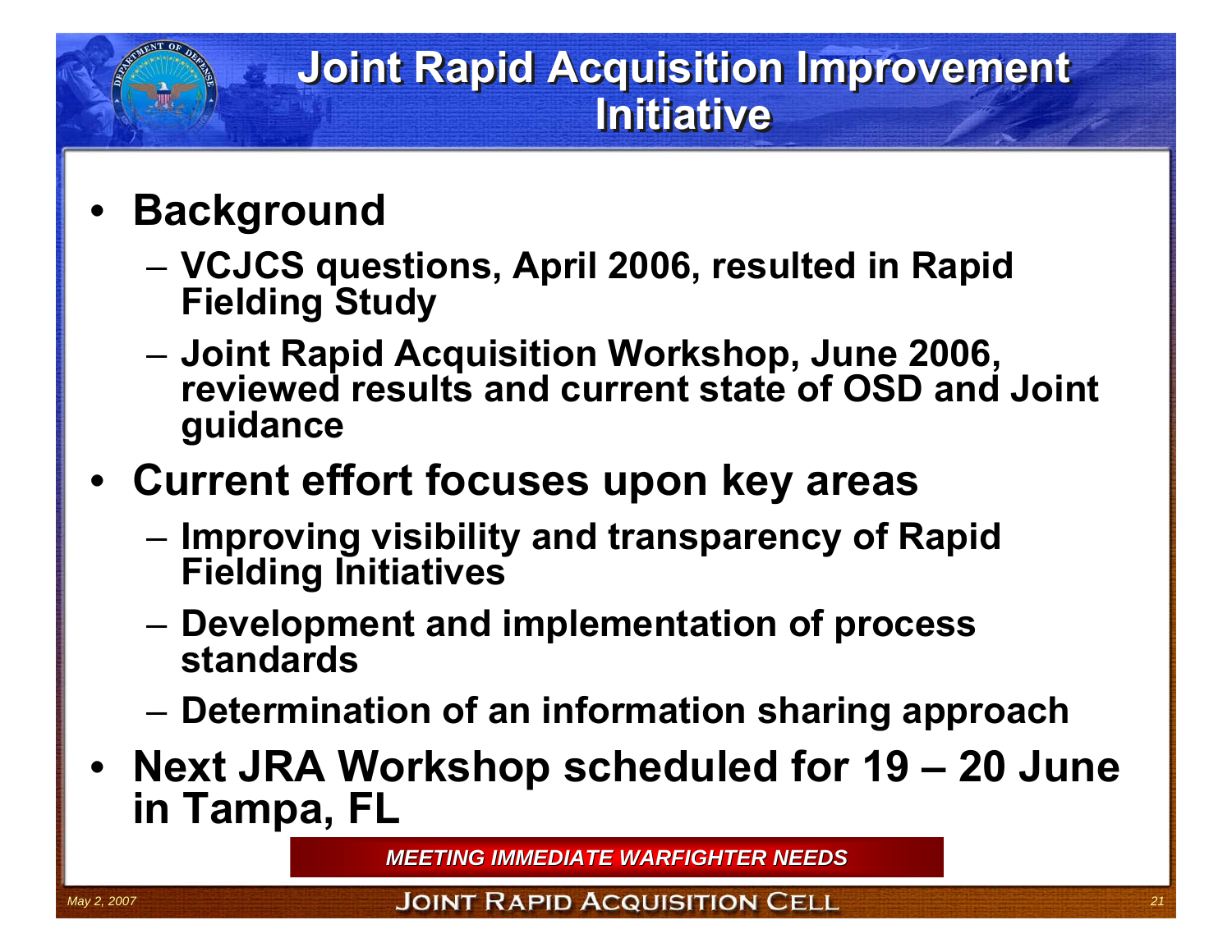# Joint Rapid Acquisition Improvement Initiative

- **Background**
  - **VCJCS questions, April 2006, resulted in Rapid Fielding Study**
  - **Joint Rapid Acquisition Workshop, June 2006, reviewed results and current state of OSD and Joint guidance**
- **Current effort focuses upon key areas**
  - **Improving visibility and transparency of Rapid Fielding Initiatives**
  - **Development and implementation of process standards**
  - **Determination of an information sharing approach**
- **Next JRA Workshop scheduled for 19 – 20 June in Tampa, FL**

***MEETING IMMEDIATE WARFIGHTER NEEDS***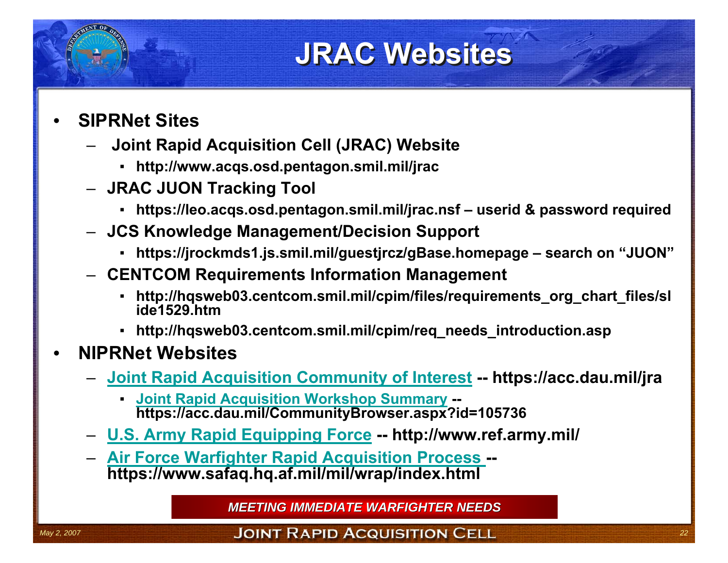# JRAC Websites

- **SIPRNet Sites**
  - **Joint Rapid Acquisition Cell (JRAC) Website**
    - **http://www.acqs.osd.pentagon.smil.mil/jrac**
  - **JRAC JUON Tracking Tool**
    - **https://leo.acqs.osd.pentagon.smil.mil/jrac.nsf – userid & password required**
  - **JCS Knowledge Management/Decision Support**
    - **https://jrockmds1.js.smil.mil/guestjrcz/gBase.homepage – search on "JUON"**
  - **CENTCOM Requirements Information Management**
    - **http://hqsweb03.centcom.smil.mil/cpim/files/requirements_org_chart_files/slide1529.htm**
    - **http://hqsweb03.centcom.smil.mil/cpim/req_needs_introduction.asp**
- **NIPRNet Websites**
  - **Joint Rapid Acquisition Community of Interest -- https://acc.dau.mil/jra**
    - **Joint Rapid Acquisition Workshop Summary -- https://acc.dau.mil/CommunityBrowser.aspx?id=105736**
  - **U.S. Army Rapid Equipping Force -- http://www.ref.army.mil/**
  - **Air Force Warfighter Rapid Acquisition Process -- https://www.safaq.hq.af.mil/mil/wrap/index.html**

*MEETING IMMEDIATE WARFIGHTER NEEDS*

*May 2, 2007*

JOINT RAPID ACQUISITION CELL